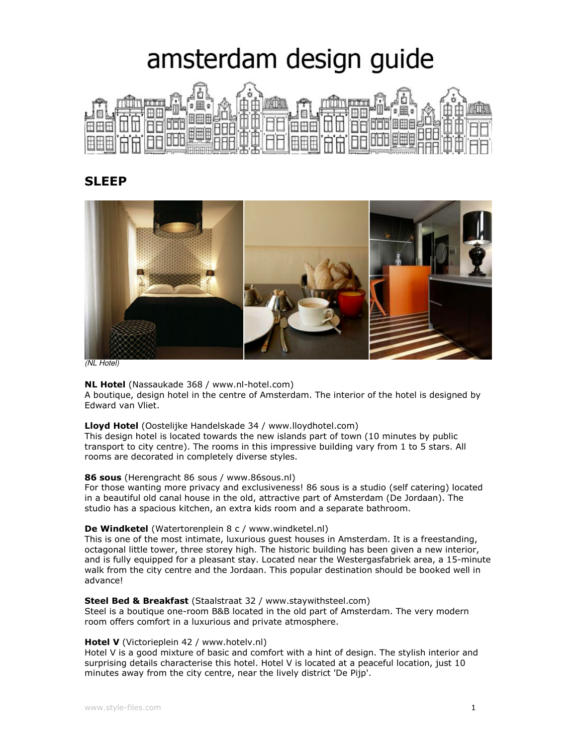# amsterdam design guide

## SLEEP

*(NL Hotel)*

**NL Hotel** (Nassaukade 368 / www.nl-hotel.com)
A boutique, design hotel in the centre of Amsterdam. The interior of the hotel is designed by Edward van Vliet.

**Lloyd Hotel** (Oostelijke Handelskade 34 / www.lloydhotel.com)
This design hotel is located towards the new islands part of town (10 minutes by public transport to city centre). The rooms in this impressive building vary from 1 to 5 stars. All rooms are decorated in completely diverse styles.

**86 sous** (Herengracht 86 sous / www.86sous.nl)
For those wanting more privacy and exclusiveness! 86 sous is a studio (self catering) located in a beautiful old canal house in the old, attractive part of Amsterdam (De Jordaan). The studio has a spacious kitchen, an extra kids room and a separate bathroom.

**De Windketel** (Watertorenplein 8 c / www.windketel.nl)
This is one of the most intimate, luxurious guest houses in Amsterdam. It is a freestanding, octagonal little tower, three storey high. The historic building has been given a new interior, and is fully equipped for a pleasant stay. Located near the Westergasfabriek area, a 15-minute walk from the city centre and the Jordaan. This popular destination should be booked well in advance!

**Steel Bed & Breakfast** (Staalstraat 32 / www.staywithsteel.com)
Steel is a boutique one-room B&B located in the old part of Amsterdam. The very modern room offers comfort in a luxurious and private atmosphere.

**Hotel V** (Victorieplein 42 / www.hotelv.nl)
Hotel V is a good mixture of basic and comfort with a hint of design. The stylish interior and surprising details characterise this hotel. Hotel V is located at a peaceful location, just 10 minutes away from the city centre, near the lively district 'De Pijp'.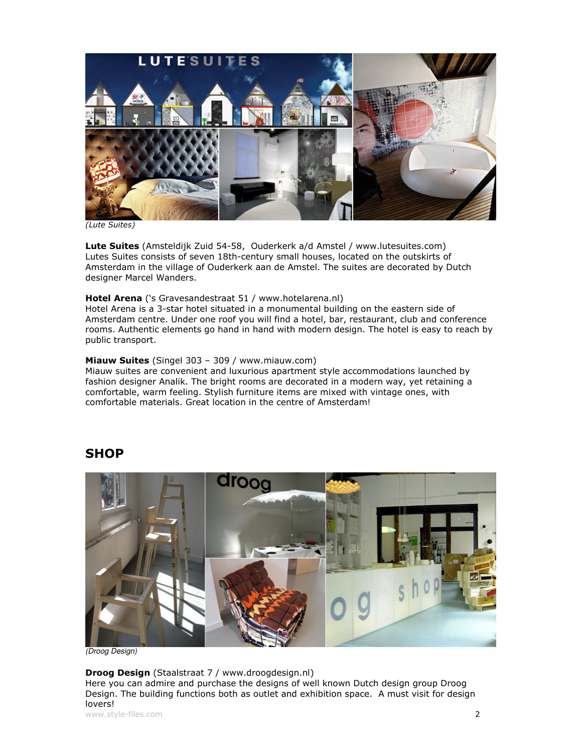(Lute Suites)

**Lute Suites** (Amsteldijk Zuid 54-58, Ouderkerk a/d Amstel / www.lutesuites.com)
Lutes Suites consists of seven 18th-century small houses, located on the outskirts of Amsterdam in the village of Ouderkerk aan de Amstel. The suites are decorated by Dutch designer Marcel Wanders.

**Hotel Arena** ('s Gravesandestraat 51 / www.hotelarena.nl)
Hotel Arena is a 3-star hotel situated in a monumental building on the eastern side of Amsterdam centre. Under one roof you will find a hotel, bar, restaurant, club and conference rooms. Authentic elements go hand in hand with modern design. The hotel is easy to reach by public transport.

**Miauw Suites** (Singel 303 – 309 / www.miauw.com)
Miauw suites are convenient and luxurious apartment style accommodations launched by fashion designer Analik. The bright rooms are decorated in a modern way, yet retaining a comfortable, warm feeling. Stylish furniture items are mixed with vintage ones, with comfortable materials. Great location in the centre of Amsterdam!

## SHOP

(Droog Design)

**Droog Design** (Staalstraat 7 / www.droogdesign.nl)
Here you can admire and purchase the designs of well known Dutch design group Droog Design. The building functions both as outlet and exhibition space. A must visit for design lovers!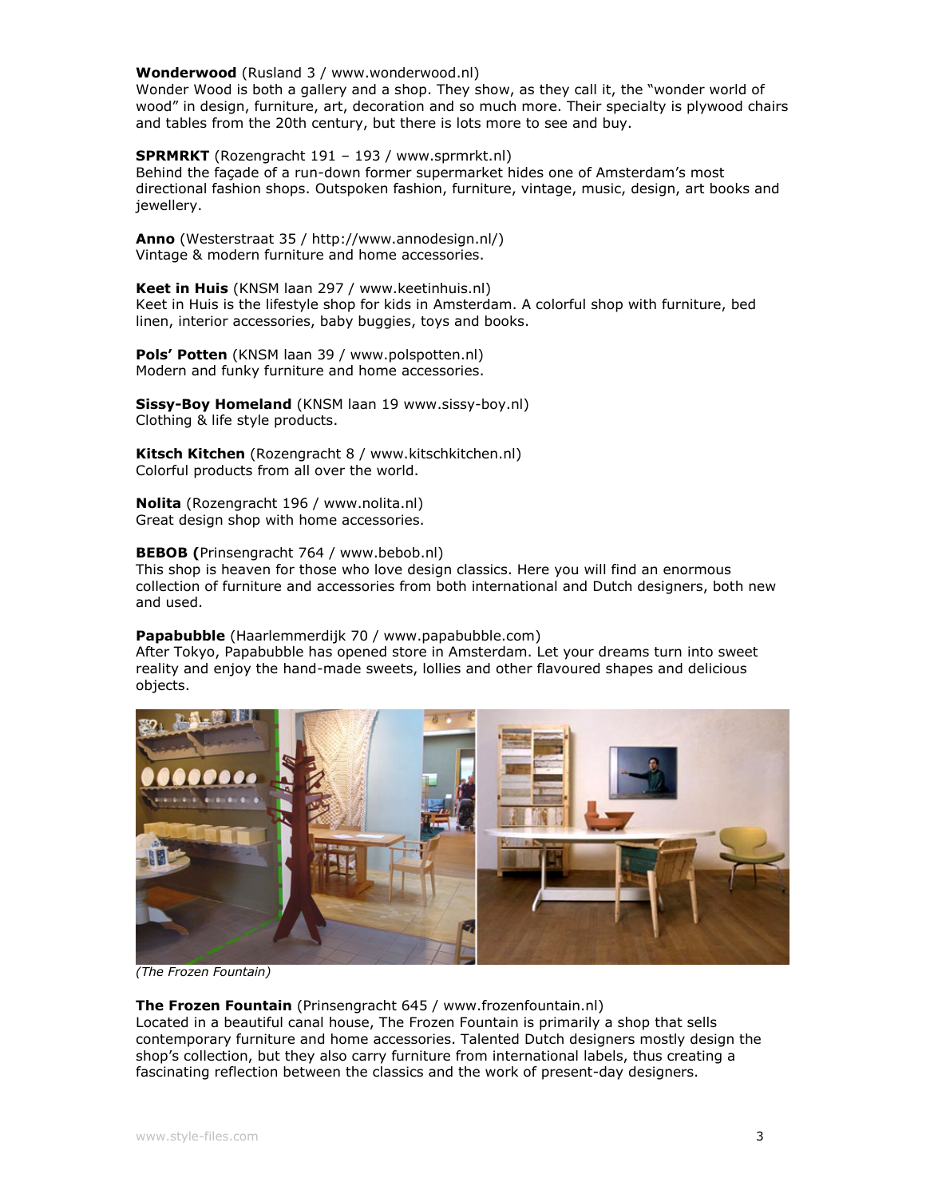**Wonderwood** (Rusland 3 / www.wonderwood.nl)
Wonder Wood is both a gallery and a shop. They show, as they call it, the "wonder world of wood" in design, furniture, art, decoration and so much more. Their specialty is plywood chairs and tables from the 20th century, but there is lots more to see and buy.

**SPRMRKT** (Rozengracht 191 – 193 / www.sprmrkt.nl)
Behind the façade of a run-down former supermarket hides one of Amsterdam's most directional fashion shops. Outspoken fashion, furniture, vintage, music, design, art books and jewellery.

**Anno** (Westerstraat 35 / http://www.annodesign.nl/)
Vintage & modern furniture and home accessories.

**Keet in Huis** (KNSM laan 297 / www.keetinhuis.nl)
Keet in Huis is the lifestyle shop for kids in Amsterdam. A colorful shop with furniture, bed linen, interior accessories, baby buggies, toys and books.

**Pols' Potten** (KNSM laan 39 / www.polspotten.nl)
Modern and funky furniture and home accessories.

**Sissy-Boy Homeland** (KNSM laan 19 www.sissy-boy.nl)
Clothing & life style products.

**Kitsch Kitchen** (Rozengracht 8 / www.kitschkitchen.nl)
Colorful products from all over the world.

**Nolita** (Rozengracht 196 / www.nolita.nl)
Great design shop with home accessories.

**BEBOB (**Prinsengracht 764 / www.bebob.nl)
This shop is heaven for those who love design classics. Here you will find an enormous collection of furniture and accessories from both international and Dutch designers, both new and used.

**Papabubble** (Haarlemmerdijk 70 / www.papabubble.com)
After Tokyo, Papabubble has opened store in Amsterdam. Let your dreams turn into sweet reality and enjoy the hand-made sweets, lollies and other flavoured shapes and delicious objects.

*(The Frozen Fountain)*

**The Frozen Fountain** (Prinsengracht 645 / www.frozenfountain.nl)
Located in a beautiful canal house, The Frozen Fountain is primarily a shop that sells contemporary furniture and home accessories. Talented Dutch designers mostly design the shop's collection, but they also carry furniture from international labels, thus creating a fascinating reflection between the classics and the work of present-day designers.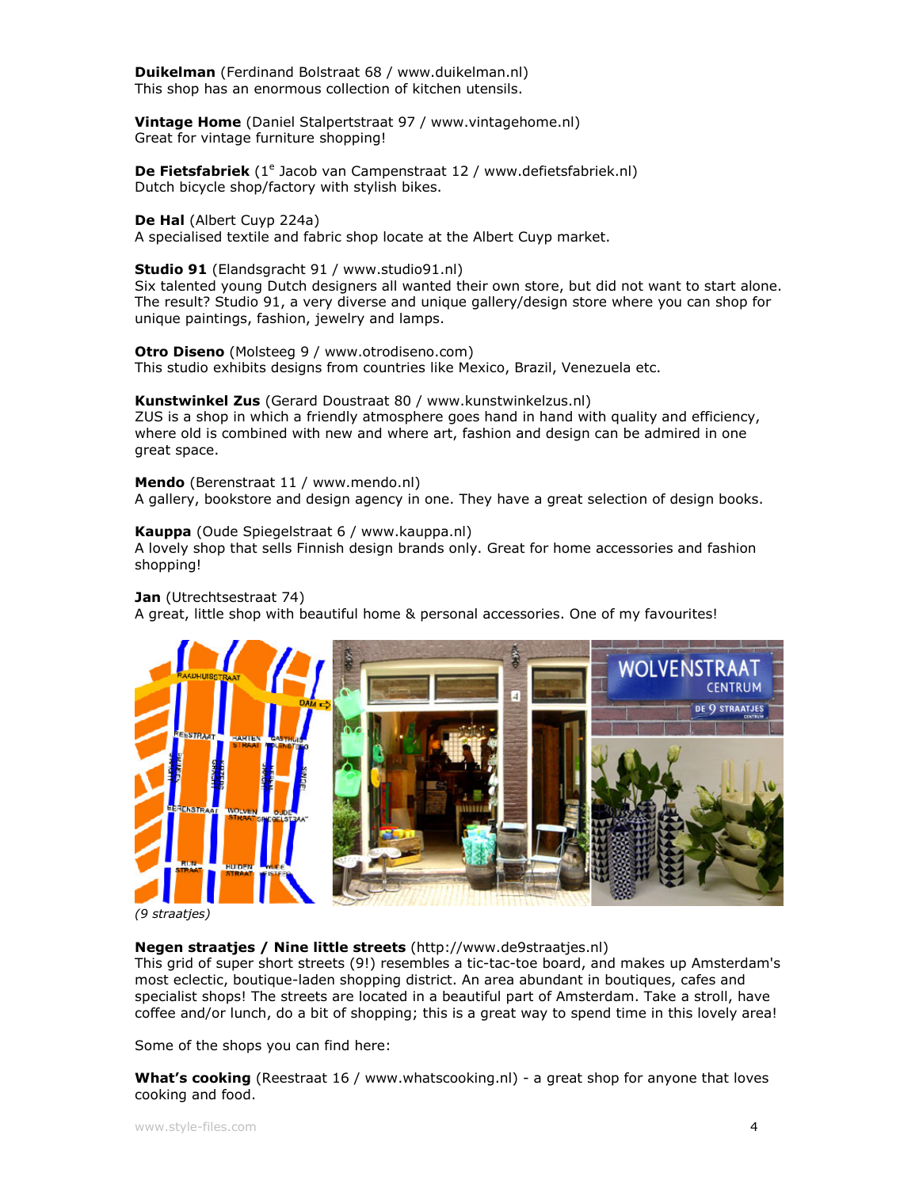**Duikelman** (Ferdinand Bolstraat 68 / www.duikelman.nl)
This shop has an enormous collection of kitchen utensils.

**Vintage Home** (Daniel Stalpertstraat 97 / www.vintagehome.nl)
Great for vintage furniture shopping!

**De Fietsfabriek** (1e Jacob van Campenstraat 12 / www.defietsfabriek.nl)
Dutch bicycle shop/factory with stylish bikes.

**De Hal** (Albert Cuyp 224a)
A specialised textile and fabric shop locate at the Albert Cuyp market.

**Studio 91** (Elandsgracht 91 / www.studio91.nl)
Six talented young Dutch designers all wanted their own store, but did not want to start alone. The result? Studio 91, a very diverse and unique gallery/design store where you can shop for unique paintings, fashion, jewelry and lamps.

**Otro Diseno** (Molsteeg 9 / www.otrodiseno.com)
This studio exhibits designs from countries like Mexico, Brazil, Venezuela etc.

**Kunstwinkel Zus** (Gerard Doustraat 80 / www.kunstwinkelzus.nl)
ZUS is a shop in which a friendly atmosphere goes hand in hand with quality and efficiency, where old is combined with new and where art, fashion and design can be admired in one great space.

**Mendo** (Berenstraat 11 / www.mendo.nl)
A gallery, bookstore and design agency in one. They have a great selection of design books.

**Kauppa** (Oude Spiegelstraat 6 / www.kauppa.nl)
A lovely shop that sells Finnish design brands only. Great for home accessories and fashion shopping!

**Jan** (Utrechtsestraat 74)
A great, little shop with beautiful home & personal accessories. One of my favourites!

*(9 straatjes)*

**Negen straatjes / Nine little streets** (http://www.de9straatjes.nl)
This grid of super short streets (9!) resembles a tic-tac-toe board, and makes up Amsterdam's most eclectic, boutique-laden shopping district. An area abundant in boutiques, cafes and specialist shops! The streets are located in a beautiful part of Amsterdam. Take a stroll, have coffee and/or lunch, do a bit of shopping; this is a great way to spend time in this lovely area!

Some of the shops you can find here:

**What's cooking** (Reestraat 16 / www.whatscooking.nl) - a great shop for anyone that loves cooking and food.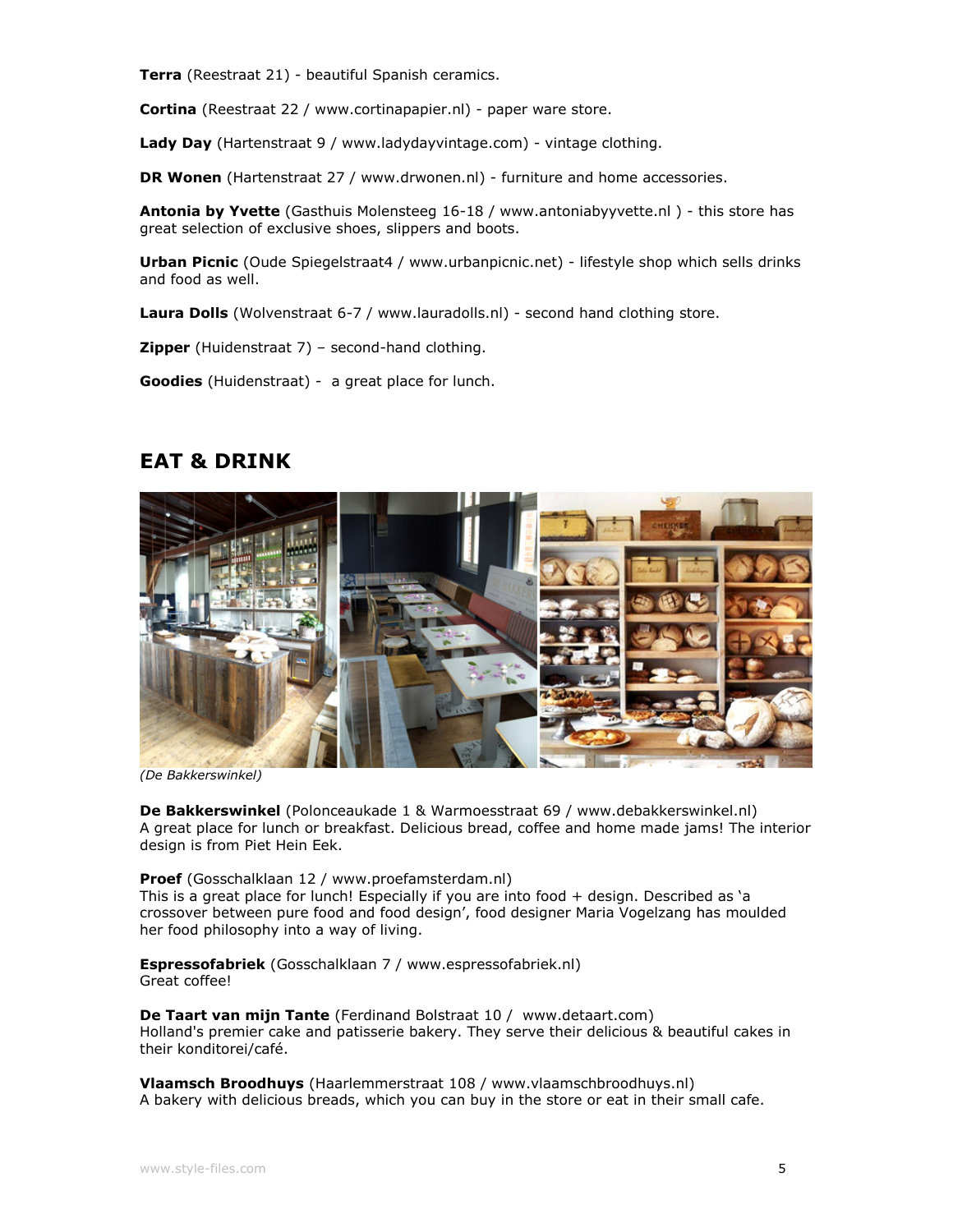**Terra** (Reestraat 21) - beautiful Spanish ceramics.

**Cortina** (Reestraat 22 / www.cortinapapier.nl) - paper ware store.

**Lady Day** (Hartenstraat 9 / www.ladydayvintage.com) - vintage clothing.

**DR Wonen** (Hartenstraat 27 / www.drwonen.nl) - furniture and home accessories.

**Antonia by Yvette** (Gasthuis Molensteeg 16-18 / www.antoniabyyvette.nl ) - this store has great selection of exclusive shoes, slippers and boots.

**Urban Picnic** (Oude Spiegelstraat4 / www.urbanpicnic.net) - lifestyle shop which sells drinks and food as well.

**Laura Dolls** (Wolvenstraat 6-7 / www.lauradolls.nl) - second hand clothing store.

**Zipper** (Huidenstraat 7) – second-hand clothing.

**Goodies** (Huidenstraat) - a great place for lunch.

## EAT & DRINK

*(De Bakkerswinkel)*

**De Bakkerswinkel** (Polonceaukade 1 & Warmoesstraat 69 / www.debakkerswinkel.nl)
A great place for lunch or breakfast. Delicious bread, coffee and home made jams! The interior design is from Piet Hein Eek.

**Proef** (Gosschalklaan 12 / www.proefamsterdam.nl)
This is a great place for lunch! Especially if you are into food + design. Described as 'a crossover between pure food and food design', food designer Maria Vogelzang has moulded her food philosophy into a way of living.

**Espressofabriek** (Gosschalklaan 7 / www.espressofabriek.nl)
Great coffee!

**De Taart van mijn Tante** (Ferdinand Bolstraat 10 / www.detaart.com)
Holland's premier cake and patisserie bakery. They serve their delicious & beautiful cakes in their konditorei/café.

**Vlaamsch Broodhuys** (Haarlemmerstraat 108 / www.vlaamschbroodhuys.nl)
A bakery with delicious breads, which you can buy in the store or eat in their small cafe.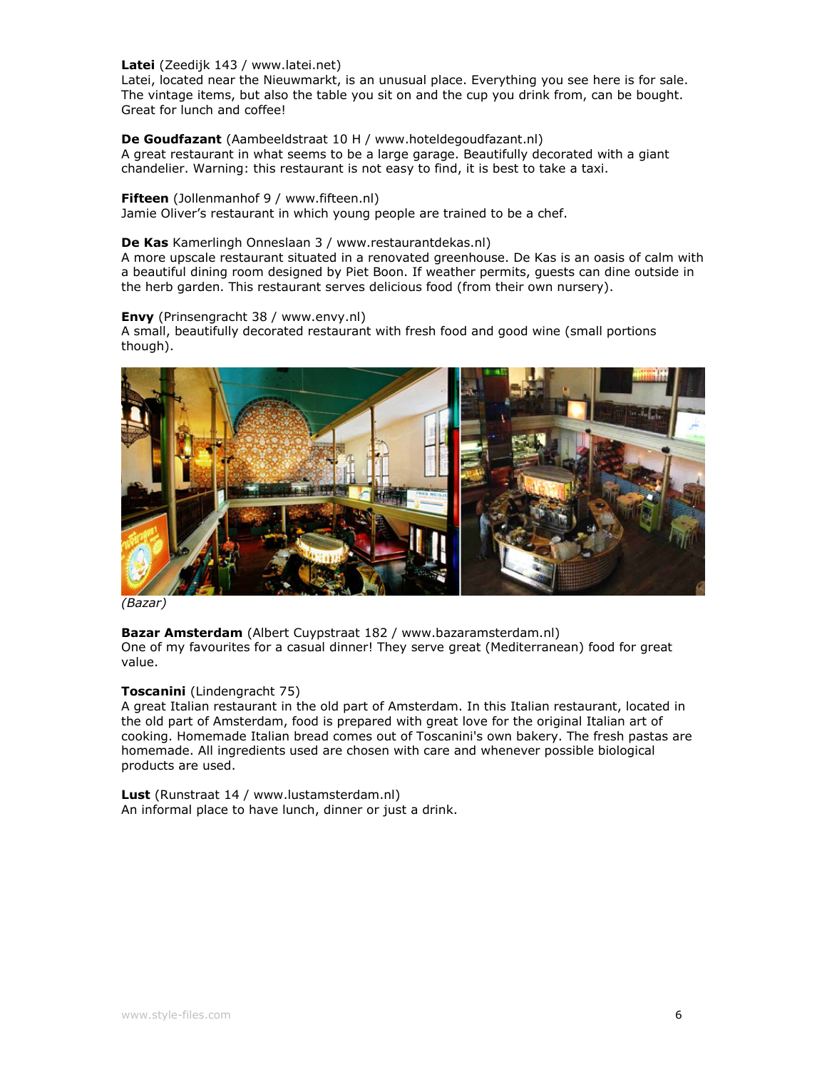**Latei** (Zeedijk 143 / www.latei.net)
Latei, located near the Nieuwmarkt, is an unusual place. Everything you see here is for sale. The vintage items, but also the table you sit on and the cup you drink from, can be bought. Great for lunch and coffee!

**De Goudfazant** (Aambeeldstraat 10 H / www.hoteldegoudfazant.nl)
A great restaurant in what seems to be a large garage. Beautifully decorated with a giant chandelier. Warning: this restaurant is not easy to find, it is best to take a taxi.

**Fifteen** (Jollenmanhof 9 / www.fifteen.nl)
Jamie Oliver's restaurant in which young people are trained to be a chef.

**De Kas** Kamerlingh Onneslaan 3 / www.restaurantdekas.nl)
A more upscale restaurant situated in a renovated greenhouse. De Kas is an oasis of calm with a beautiful dining room designed by Piet Boon. If weather permits, guests can dine outside in the herb garden. This restaurant serves delicious food (from their own nursery).

**Envy** (Prinsengracht 38 / www.envy.nl)
A small, beautifully decorated restaurant with fresh food and good wine (small portions though).

*(Bazar)*

**Bazar Amsterdam** (Albert Cuypstraat 182 / www.bazaramsterdam.nl)
One of my favourites for a casual dinner! They serve great (Mediterranean) food for great value.

**Toscanini** (Lindengracht 75)
A great Italian restaurant in the old part of Amsterdam. In this Italian restaurant, located in the old part of Amsterdam, food is prepared with great love for the original Italian art of cooking. Homemade Italian bread comes out of Toscanini's own bakery. The fresh pastas are homemade. All ingredients used are chosen with care and whenever possible biological products are used.

**Lust** (Runstraat 14 / www.lustamsterdam.nl)
An informal place to have lunch, dinner or just a drink.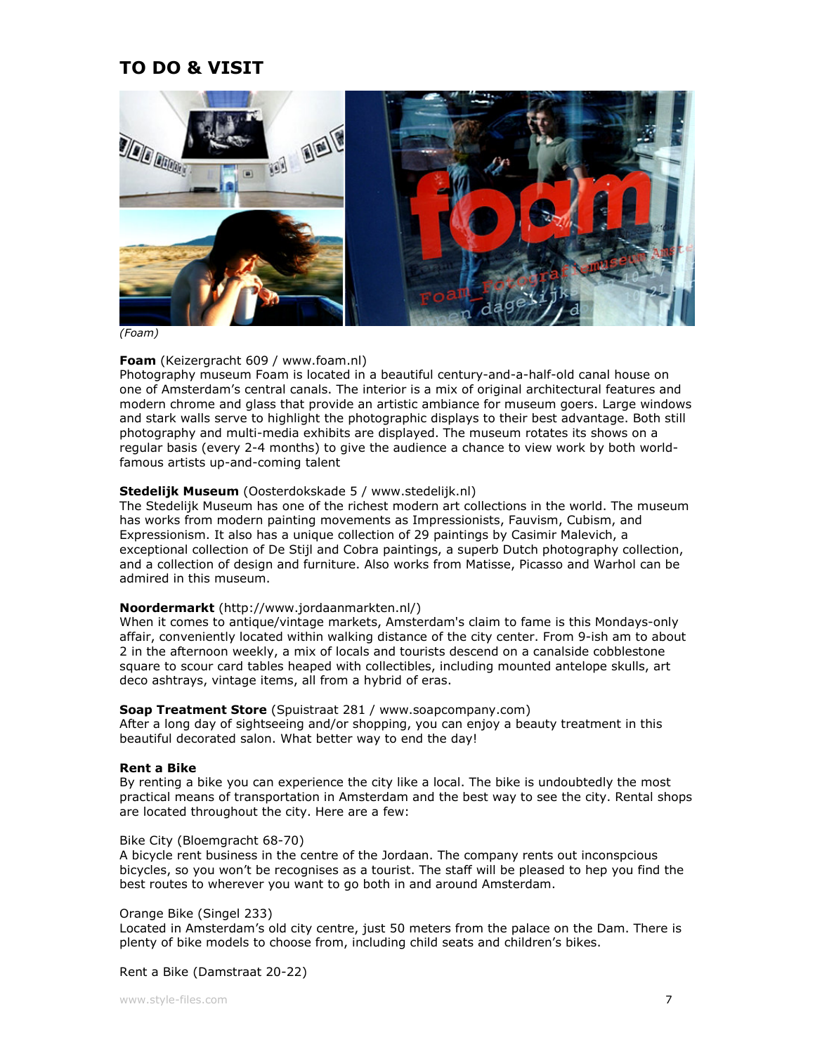# TO DO & VISIT

*(Foam)*

**Foam** (Keizergracht 609 / www.foam.nl)
Photography museum Foam is located in a beautiful century-and-a-half-old canal house on one of Amsterdam's central canals. The interior is a mix of original architectural features and modern chrome and glass that provide an artistic ambiance for museum goers. Large windows and stark walls serve to highlight the photographic displays to their best advantage. Both still photography and multi-media exhibits are displayed. The museum rotates its shows on a regular basis (every 2-4 months) to give the audience a chance to view work by both world-famous artists up-and-coming talent

**Stedelijk Museum** (Oosterdokskade 5 / www.stedelijk.nl)
The Stedelijk Museum has one of the richest modern art collections in the world. The museum has works from modern painting movements as Impressionists, Fauvism, Cubism, and Expressionism. It also has a unique collection of 29 paintings by Casimir Malevich, a exceptional collection of De Stijl and Cobra paintings, a superb Dutch photography collection, and a collection of design and furniture. Also works from Matisse, Picasso and Warhol can be admired in this museum.

**Noordermarkt** (http://www.jordaanmarkten.nl/)
When it comes to antique/vintage markets, Amsterdam's claim to fame is this Mondays-only affair, conveniently located within walking distance of the city center. From 9-ish am to about 2 in the afternoon weekly, a mix of locals and tourists descend on a canalside cobblestone square to scour card tables heaped with collectibles, including mounted antelope skulls, art deco ashtrays, vintage items, all from a hybrid of eras.

**Soap Treatment Store** (Spuistraat 281 / www.soapcompany.com)
After a long day of sightseeing and/or shopping, you can enjoy a beauty treatment in this beautiful decorated salon. What better way to end the day!

**Rent a Bike**
By renting a bike you can experience the city like a local. The bike is undoubtedly the most practical means of transportation in Amsterdam and the best way to see the city. Rental shops are located throughout the city. Here are a few:

Bike City (Bloemgracht 68-70)
A bicycle rent business in the centre of the Jordaan. The company rents out inconspcious bicycles, so you won't be recognises as a tourist. The staff will be pleased to hep you find the best routes to wherever you want to go both in and around Amsterdam.

Orange Bike (Singel 233)
Located in Amsterdam's old city centre, just 50 meters from the palace on the Dam. There is plenty of bike models to choose from, including child seats and children's bikes.

Rent a Bike (Damstraat 20-22)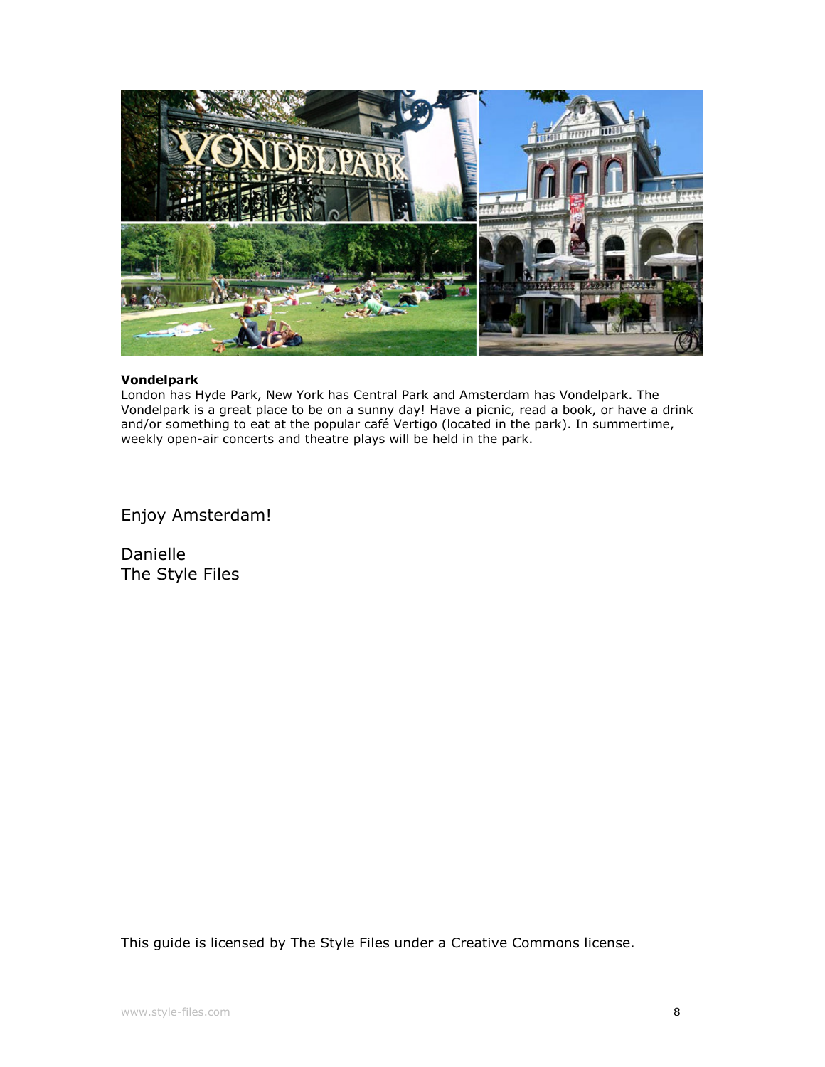**Vondelpark**
London has Hyde Park, New York has Central Park and Amsterdam has Vondelpark. The Vondelpark is a great place to be on a sunny day! Have a picnic, read a book, or have a drink and/or something to eat at the popular café Vertigo (located in the park). In summertime, weekly open-air concerts and theatre plays will be held in the park.

Enjoy Amsterdam!

Danielle
The Style Files

This guide is licensed by The Style Files under a Creative Commons license.

www.style-files.com